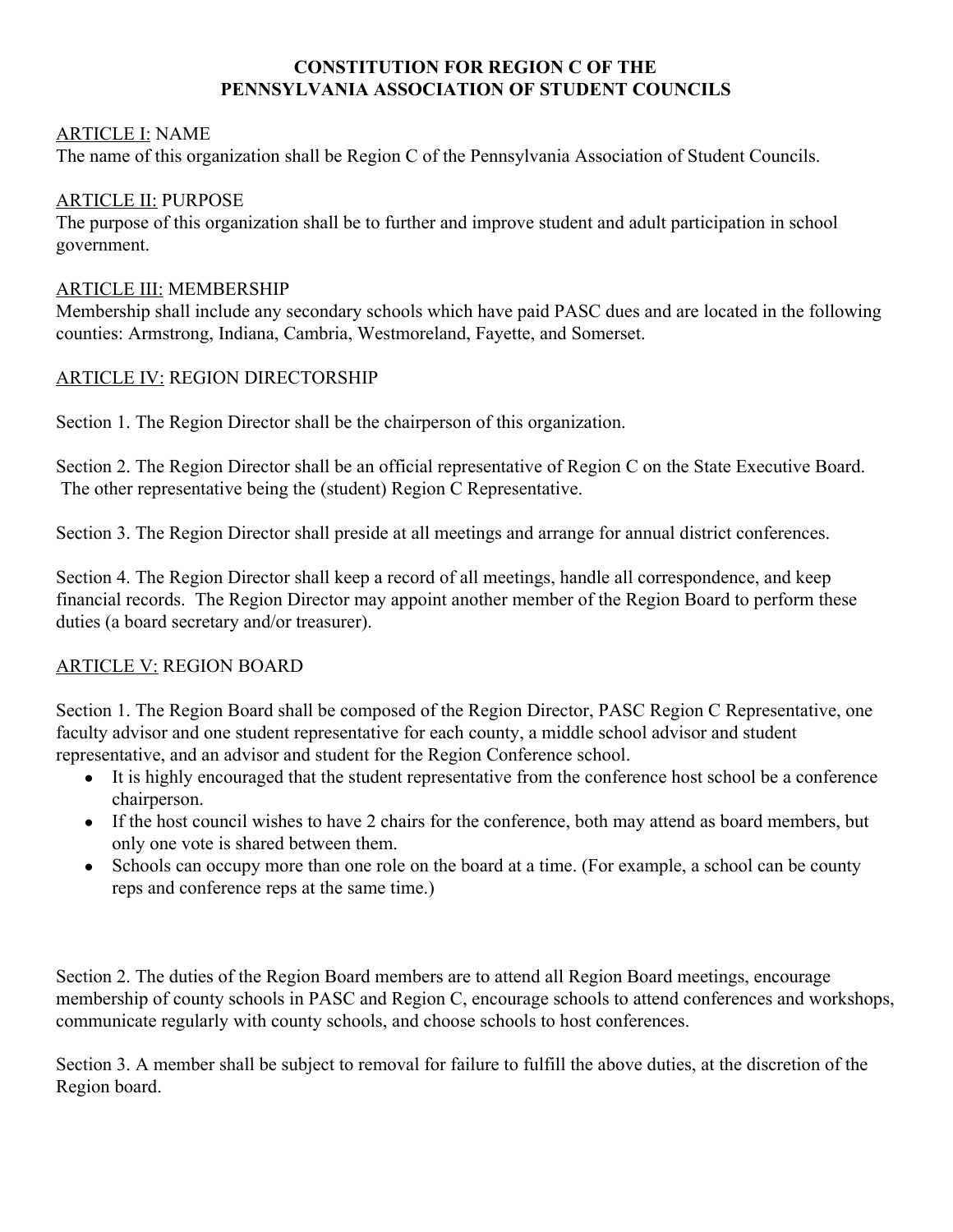# CONSTITUTION FOR REGION C OF THE PENNSYLVANIA ASSOCIATION OF STUDENT COUNCILS

<u>ARTICLE I:</u> NAME

The name of this organization shall be Region C of the Pennsylvania Association of Student Councils.

<u>ARTICLE II:</u> PURPOSE

The purpose of this organization shall be to further and improve student and adult participation in school government.

<u>ARTICLE III:</u> MEMBERSHIP

Membership shall include any secondary schools which have paid PASC dues and are located in the following counties: Armstrong, Indiana, Cambria, Westmoreland, Fayette, and Somerset.

<u>ARTICLE IV:</u> REGION DIRECTORSHIP

Section 1. The Region Director shall be the chairperson of this organization.

Section 2. The Region Director shall be an official representative of Region C on the State Executive Board. The other representative being the (student) Region C Representative.

Section 3. The Region Director shall preside at all meetings and arrange for annual district conferences.

Section 4. The Region Director shall keep a record of all meetings, handle all correspondence, and keep financial records. The Region Director may appoint another member of the Region Board to perform these duties (a board secretary and/or treasurer).

<u>ARTICLE V:</u> REGION BOARD

Section 1. The Region Board shall be composed of the Region Director, PASC Region C Representative, one faculty advisor and one student representative for each county, a middle school advisor and student representative, and an advisor and student for the Region Conference school.

- It is highly encouraged that the student representative from the conference host school be a conference chairperson.
- If the host council wishes to have 2 chairs for the conference, both may attend as board members, but only one vote is shared between them.
- Schools can occupy more than one role on the board at a time. (For example, a school can be county reps and conference reps at the same time.)

Section 2. The duties of the Region Board members are to attend all Region Board meetings, encourage membership of county schools in PASC and Region C, encourage schools to attend conferences and workshops, communicate regularly with county schools, and choose schools to host conferences.

Section 3. A member shall be subject to removal for failure to fulfill the above duties, at the discretion of the Region board.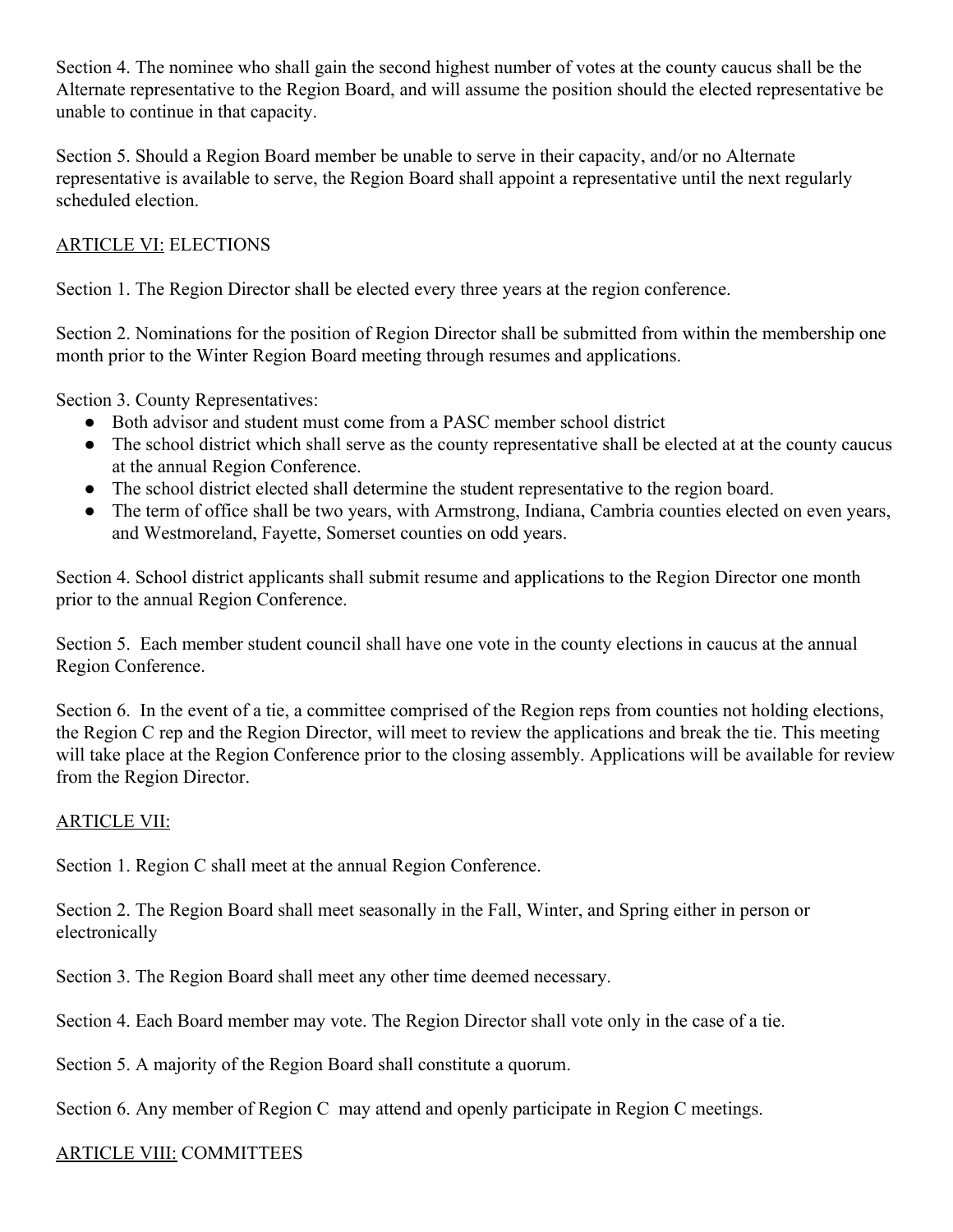Section 4. The nominee who shall gain the second highest number of votes at the county caucus shall be the Alternate representative to the Region Board, and will assume the position should the elected representative be unable to continue in that capacity.

Section 5. Should a Region Board member be unable to serve in their capacity, and/or no Alternate representative is available to serve, the Region Board shall appoint a representative until the next regularly scheduled election.

## ARTICLE VI: ELECTIONS

Section 1. The Region Director shall be elected every three years at the region conference.

Section 2. Nominations for the position of Region Director shall be submitted from within the membership one month prior to the Winter Region Board meeting through resumes and applications.

Section 3. County Representatives:

- Both advisor and student must come from a PASC member school district
- The school district which shall serve as the county representative shall be elected at at the county caucus at the annual Region Conference.
- The school district elected shall determine the student representative to the region board.
- The term of office shall be two years, with Armstrong, Indiana, Cambria counties elected on even years, and Westmoreland, Fayette, Somerset counties on odd years.

Section 4. School district applicants shall submit resume and applications to the Region Director one month prior to the annual Region Conference.

Section 5. Each member student council shall have one vote in the county elections in caucus at the annual Region Conference.

Section 6. In the event of a tie, a committee comprised of the Region reps from counties not holding elections, the Region C rep and the Region Director, will meet to review the applications and break the tie. This meeting will take place at the Region Conference prior to the closing assembly. Applications will be available for review from the Region Director.

## ARTICLE VII:

Section 1. Region C shall meet at the annual Region Conference.

Section 2. The Region Board shall meet seasonally in the Fall, Winter, and Spring either in person or electronically

Section 3. The Region Board shall meet any other time deemed necessary.

Section 4. Each Board member may vote. The Region Director shall vote only in the case of a tie.

Section 5. A majority of the Region Board shall constitute a quorum.

Section 6. Any member of Region C may attend and openly participate in Region C meetings.

## ARTICLE VIII: COMMITTEES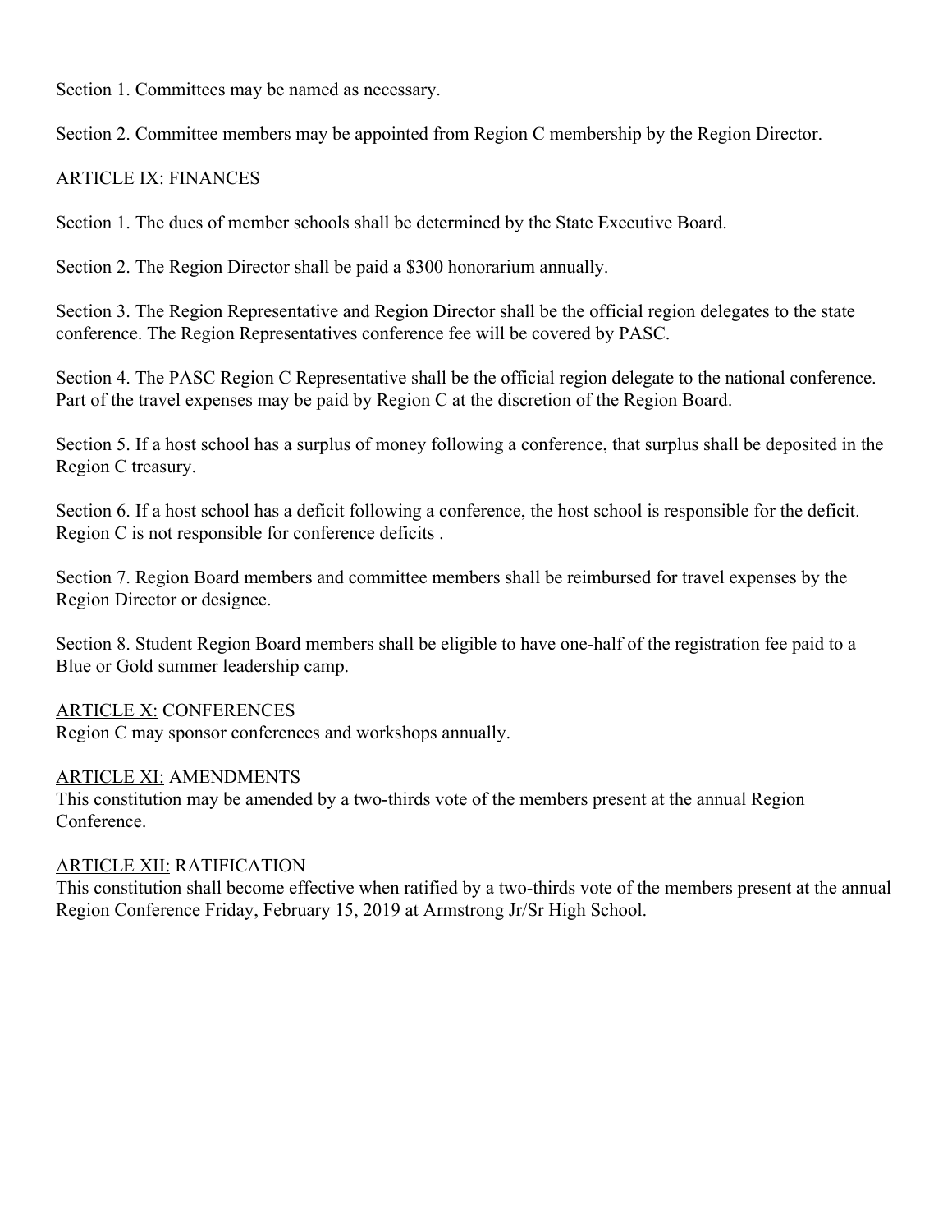Section 1. Committees may be named as necessary.

Section 2. Committee members may be appointed from Region C membership by the Region Director.

## ARTICLE IX: FINANCES

Section 1. The dues of member schools shall be determined by the State Executive Board.

Section 2. The Region Director shall be paid a $300 honorarium annually.

Section 3. The Region Representative and Region Director shall be the official region delegates to the state conference. The Region Representatives conference fee will be covered by PASC.

Section 4. The PASC Region C Representative shall be the official region delegate to the national conference. Part of the travel expenses may be paid by Region C at the discretion of the Region Board.

Section 5. If a host school has a surplus of money following a conference, that surplus shall be deposited in the Region C treasury.

Section 6. If a host school has a deficit following a conference, the host school is responsible for the deficit. Region C is not responsible for conference deficits .

Section 7. Region Board members and committee members shall be reimbursed for travel expenses by the Region Director or designee.

Section 8. Student Region Board members shall be eligible to have one-half of the registration fee paid to a Blue or Gold summer leadership camp.

## ARTICLE X: CONFERENCES

Region C may sponsor conferences and workshops annually.

## ARTICLE XI: AMENDMENTS

This constitution may be amended by a two-thirds vote of the members present at the annual Region Conference.

## ARTICLE XII: RATIFICATION

This constitution shall become effective when ratified by a two-thirds vote of the members present at the annual Region Conference Friday, February 15, 2019 at Armstrong Jr/Sr High School.